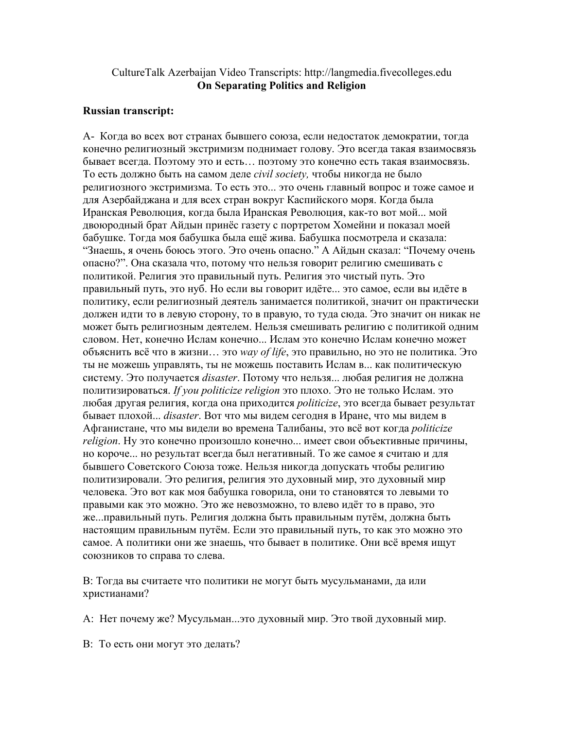CultureTalk Azerbaijan Video Transcripts: http://langmedia.fivecolleges.edu
**On Separating Politics and Religion**

**Russian transcript:**

А- Когда во всех вот странах бывшего союза, если недостаток демократии, тогда конечно религиозный экстримизм поднимает голову. Это всегда такая взаимосвязь бывает всегда. Поэтому это и есть… поэтому это конечно есть такая взаимосвязь. То есть должно быть на самом деле *civil society,* чтобы никогда не было религиозного экстримизма. То есть это... это очень главный вопрос и тоже самое и для Азербайджана и для всех стран вокруг Каспийского моря. Когда была Иранская Революция, когда была Иранская Революция, как-то вот мой... мой двоюродный брат Айдын принёс газету с портретом Хомейни и показал моей бабушке. Тогда моя бабушка была ещё жива. Бабушка посмотрела и сказала: “Знаешь, я очень боюсь этого. Это очень опасно.” А Айдын сказал: “Почему очень опасно?”. Она сказала что, потому что нельзя говорит религию смешивать с политикой. Религия это правильный путь. Религия это чистый путь. Это правильный путь, это нуб. Но если вы говорит идёте... это самое, если вы идёте в политику, если религиозный деятель занимается политикой, значит он практически должен идти то в левую сторону, то в правую, то туда сюда. Это значит он никак не может быть религиозным деятелем. Нельзя смешивать религию с политикой одним словом. Нет, конечно Ислам конечно... Ислам это конечно Ислам конечно может объяснить всё что в жизни… это *way of life*, это правильно, но это не политика. Это ты не можешь управлять, ты не можешь поставить Ислам в... как политическую систему. Это получается *disaster*. Потому что нельзя... любая религия не должна политизироваться. *If you politicize religion* это плохо. Это не только Ислам. это любая другая религия, когда она приходится *politicize*, это всегда бывает результат бывает плохой... *disaster*. Вот что мы видем сегодня в Иране, что мы видем в Афганистане, что мы видели во времена Талибаны, это всё вот когда *politicize religion*. Ну это конечно произошло конечно... имеет свои объективные причины, но короче... но результат всегда был негативный. То же самое я считаю и для бывшего Советского Союза тоже. Нельзя никогда допускать чтобы религию политизировали. Это религия, религия это духовный мир, это духовный мир человека. Это вот как моя бабушка говорила, они то становятся то левыми то правыми как это можно. Это же невозможно, то влево идёт то в право, это же...правильный путь. Религия должна быть правильным путём, должна быть настоящим правильным путём. Если это правильный путь, то как это можно это самое. А политики они же знаешь, что бывает в политике. Они всё время ищут союзников то справа то слева.

В: Тогда вы считаете что политики не могут быть мусульманами, да или христианами?

А: Нет почему же? Мусульман...это духовный мир. Это твой духовный мир.

В: То есть они могут это делать?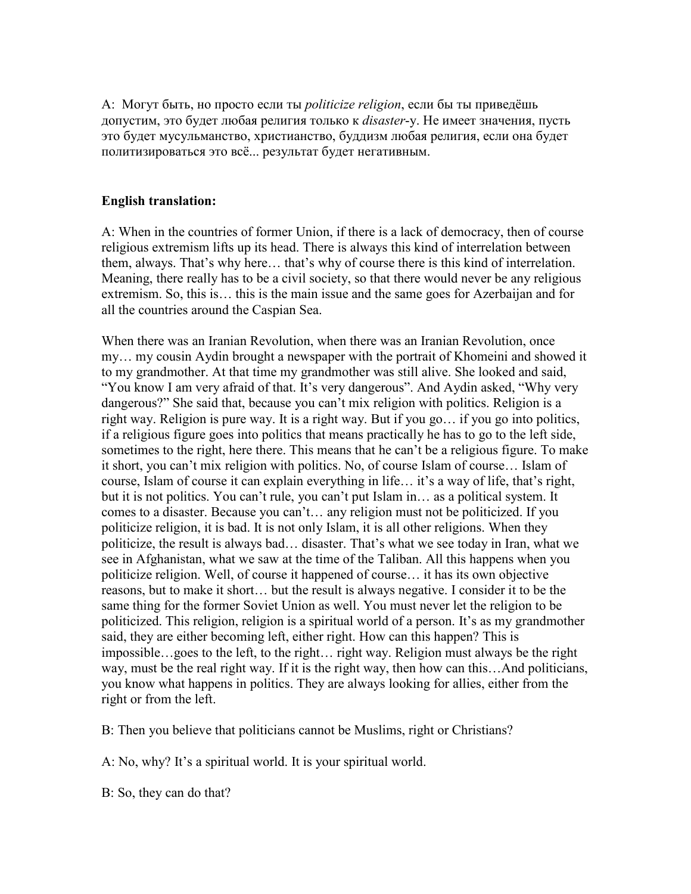A: Могут быть, но просто если ты *politicize religion*, если бы ты приведёшь допустим, это будет любая религия только к *disaster*-у. Не имеет значения, пусть это будет мусульманство, христианство, буддизм любая религия, если она будет политизироваться это всё... результат будет негативным.

**English translation:**

A: When in the countries of former Union, if there is a lack of democracy, then of course religious extremism lifts up its head. There is always this kind of interrelation between them, always. That's why here… that's why of course there is this kind of interrelation. Meaning, there really has to be a civil society, so that there would never be any religious extremism. So, this is… this is the main issue and the same goes for Azerbaijan and for all the countries around the Caspian Sea.

When there was an Iranian Revolution, when there was an Iranian Revolution, once my… my cousin Aydin brought a newspaper with the portrait of Khomeini and showed it to my grandmother. At that time my grandmother was still alive. She looked and said, "You know I am very afraid of that. It's very dangerous". And Aydin asked, "Why very dangerous?" She said that, because you can't mix religion with politics. Religion is a right way. Religion is pure way. It is a right way. But if you go… if you go into politics, if a religious figure goes into politics that means practically he has to go to the left side, sometimes to the right, here there. This means that he can't be a religious figure. To make it short, you can't mix religion with politics. No, of course Islam of course… Islam of course, Islam of course it can explain everything in life… it's a way of life, that's right, but it is not politics. You can't rule, you can't put Islam in… as a political system. It comes to a disaster. Because you can't… any religion must not be politicized. If you politicize religion, it is bad. It is not only Islam, it is all other religions. When they politicize, the result is always bad… disaster. That's what we see today in Iran, what we see in Afghanistan, what we saw at the time of the Taliban. All this happens when you politicize religion. Well, of course it happened of course… it has its own objective reasons, but to make it short… but the result is always negative. I consider it to be the same thing for the former Soviet Union as well. You must never let the religion to be politicized. This religion, religion is a spiritual world of a person. It's as my grandmother said, they are either becoming left, either right. How can this happen? This is impossible…goes to the left, to the right… right way. Religion must always be the right way, must be the real right way. If it is the right way, then how can this…And politicians, you know what happens in politics. They are always looking for allies, either from the right or from the left.

B: Then you believe that politicians cannot be Muslims, right or Christians?

A: No, why? It's a spiritual world. It is your spiritual world.

B: So, they can do that?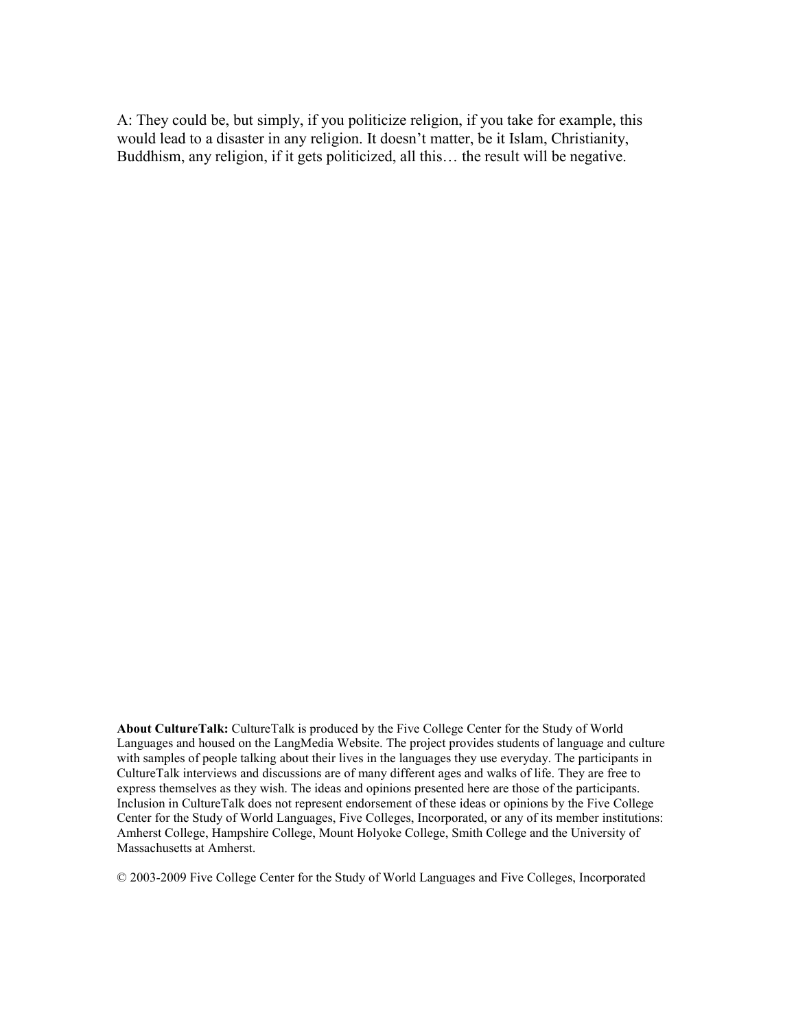A: They could be, but simply, if you politicize religion, if you take for example, this would lead to a disaster in any religion. It doesn't matter, be it Islam, Christianity, Buddhism, any religion, if it gets politicized, all this… the result will be negative.

**About CultureTalk:** CultureTalk is produced by the Five College Center for the Study of World Languages and housed on the LangMedia Website. The project provides students of language and culture with samples of people talking about their lives in the languages they use everyday. The participants in CultureTalk interviews and discussions are of many different ages and walks of life. They are free to express themselves as they wish. The ideas and opinions presented here are those of the participants. Inclusion in CultureTalk does not represent endorsement of these ideas or opinions by the Five College Center for the Study of World Languages, Five Colleges, Incorporated, or any of its member institutions: Amherst College, Hampshire College, Mount Holyoke College, Smith College and the University of Massachusetts at Amherst.

© 2003-2009 Five College Center for the Study of World Languages and Five Colleges, Incorporated